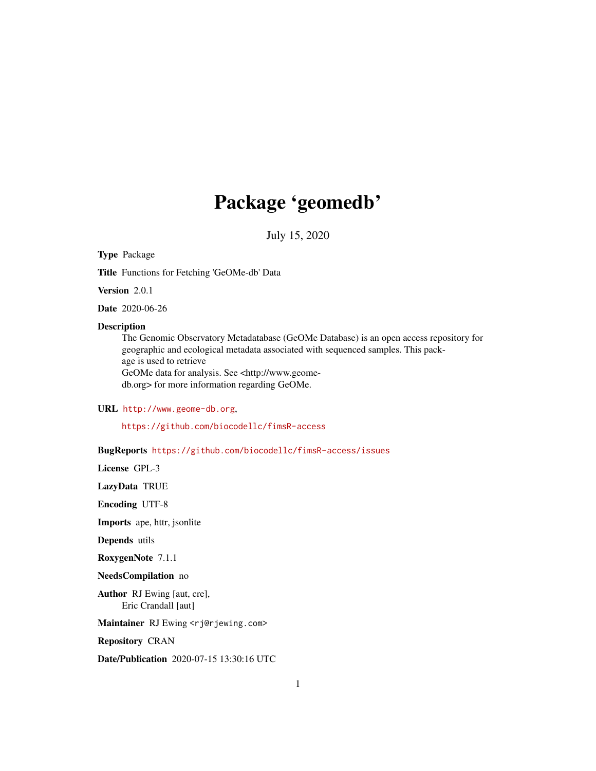# Package 'geomedb'

July 15, 2020

**Type** Package

**Title** Functions for Fetching 'GeOMe-db' Data

**Version** 2.0.1

**Date** 2020-06-26

**Description** The Genomic Observatory Metadatabase (GeOMe Database) is an open access repository for geographic and ecological metadata associated with sequenced samples. This package is used to retrieve GeOMe data for analysis. See <http://www.geome-db.org> for more information regarding GeOMe.

**URL** http://www.geome-db.org,
https://github.com/biocodellc/fimsR-access

**BugReports** https://github.com/biocodellc/fimsR-access/issues

**License** GPL-3

**LazyData** TRUE

**Encoding** UTF-8

**Imports** ape, httr, jsonlite

**Depends** utils

**RoxygenNote** 7.1.1

**NeedsCompilation** no

**Author** RJ Ewing [aut, cre],
Eric Crandall [aut]

**Maintainer** RJ Ewing <rj@rjewing.com>

**Repository** CRAN

**Date/Publication** 2020-07-15 13:30:16 UTC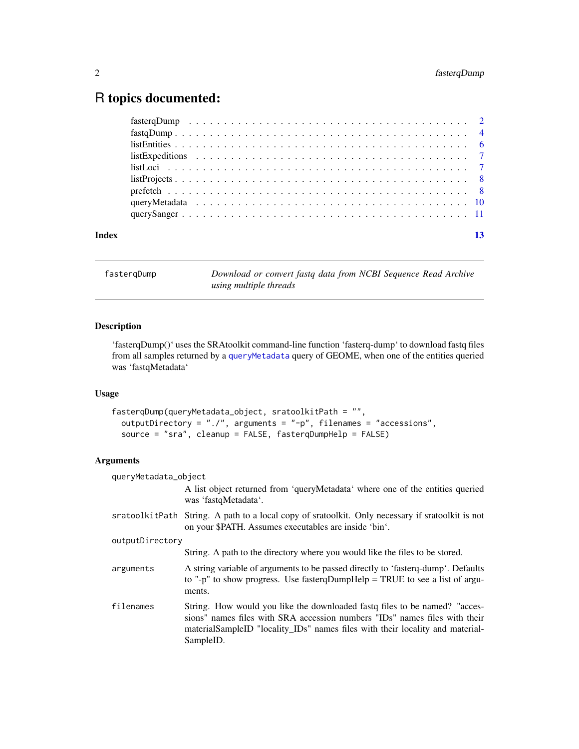# R topics documented:

| | |
|---|---|
| fasterqDump | 2 |
| fastqDump | 4 |
| listEntities | 6 |
| listExpeditions | 7 |
| listLoci | 7 |
| listProjects | 8 |
| prefetch | 8 |
| queryMetadata | 10 |
| querySanger | 11 |
| **Index** | **13** |

---

`fasterqDump` — *Download or convert fastq data from NCBI Sequence Read Archive using multiple threads*

---

### Description

'fasterqDump()' uses the SRAtoolkit command-line function 'fasterq-dump' to download fastq files from all samples returned by a queryMetadata query of GEOME, when one of the entities queried was 'fastqMetadata'

### Usage

```
fasterqDump(queryMetadata_object, sratoolkitPath = "",
  outputDirectory = "./", arguments = "-p", filenames = "accessions",
  source = "sra", cleanup = FALSE, fasterqDumpHelp = FALSE)
```

### Arguments

`queryMetadata_object`
: A list object returned from 'queryMetadata' where one of the entities queried was 'fastqMetadata'.

`sratoolkitPath`
: String. A path to a local copy of sratoolkit. Only necessary if sratoolkit is not on your $PATH. Assumes executables are inside 'bin'.

`outputDirectory`
: String. A path to the directory where you would like the files to be stored.

`arguments`
: A string variable of arguments to be passed directly to 'fasterq-dump'. Defaults to "-p" to show progress. Use fasterqDumpHelp = TRUE to see a list of arguments.

`filenames`
: String. How would you like the downloaded fastq files to be named? "accessions" names files with SRA accession numbers "IDs" names files with their materialSampleID "locality_IDs" names files with their locality and materialSampleID.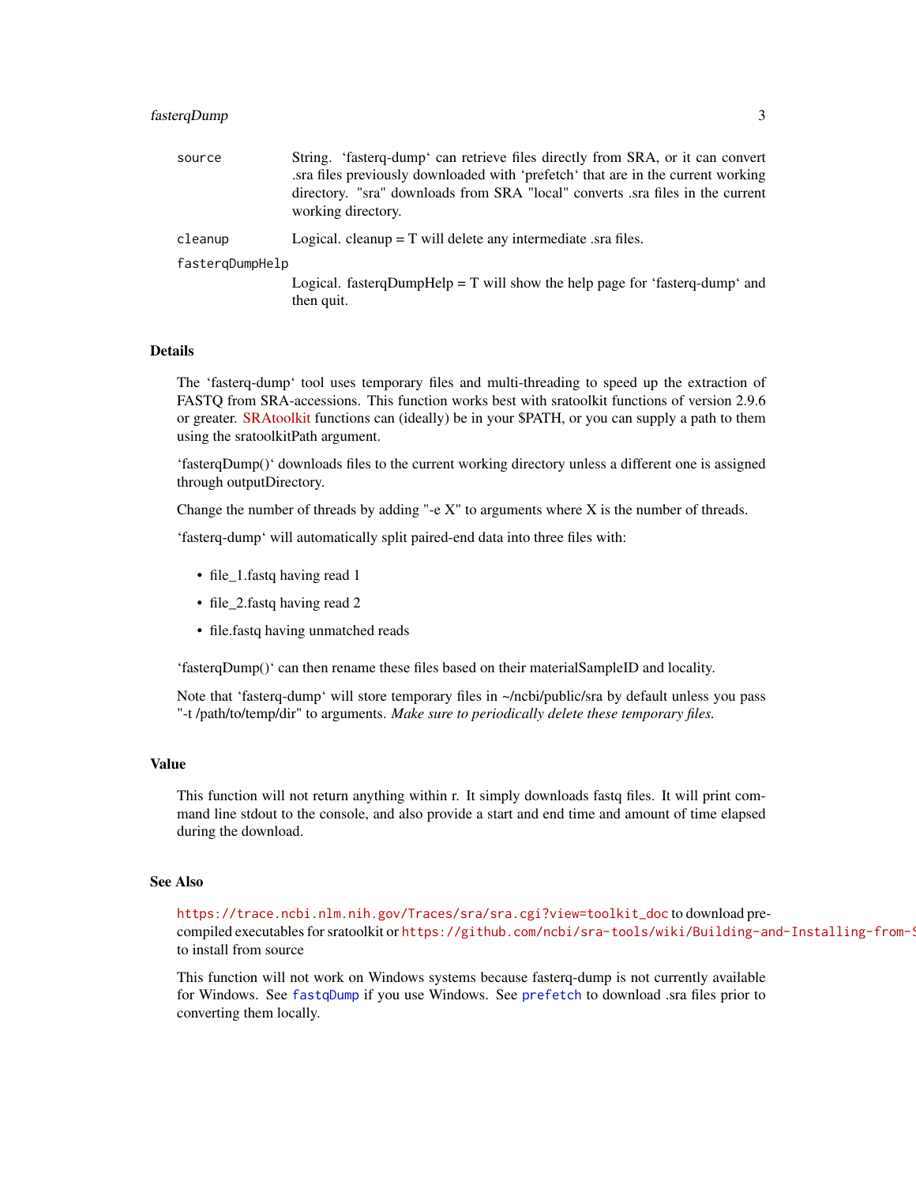| | |
|---|---|
| `source` | String. ‘fasterq-dump‘ can retrieve files directly from SRA, or it can convert .sra files previously downloaded with ‘prefetch‘ that are in the current working directory. "sra" downloads from SRA "local" converts .sra files in the current working directory. |
| `cleanup` | Logical. cleanup = T will delete any intermediate .sra files. |
| `fasterqDumpHelp` | Logical. fasterqDumpHelp = T will show the help page for ‘fasterq-dump‘ and then quit. |

## Details

The ‘fasterq-dump‘ tool uses temporary files and multi-threading to speed up the extraction of FASTQ from SRA-accessions. This function works best with sratoolkit functions of version 2.9.6 or greater. SRAtoolkit functions can (ideally) be in your $PATH, or you can supply a path to them using the sratoolkitPath argument.

‘fasterqDump()‘ downloads files to the current working directory unless a different one is assigned through outputDirectory.

Change the number of threads by adding "-e X" to arguments where X is the number of threads.

‘fasterq-dump‘ will automatically split paired-end data into three files with:

- file_1.fastq having read 1
- file_2.fastq having read 2
- file.fastq having unmatched reads

‘fasterqDump()‘ can then rename these files based on their materialSampleID and locality.

Note that ‘fasterq-dump‘ will store temporary files in ~/ncbi/public/sra by default unless you pass "-t /path/to/temp/dir" to arguments. *Make sure to periodically delete these temporary files.*

## Value

This function will not return anything within r. It simply downloads fastq files. It will print command line stdout to the console, and also provide a start and end time and amount of time elapsed during the download.

## See Also

`https://trace.ncbi.nlm.nih.gov/Traces/sra/sra.cgi?view=toolkit_doc` to download pre-compiled executables for sratoolkit or `https://github.com/ncbi/sra-tools/wiki/Building-and-Installing-from-S` to install from source

This function will not work on Windows systems because fasterq-dump is not currently available for Windows. See `fastqDump` if you use Windows. See `prefetch` to download .sra files prior to converting them locally.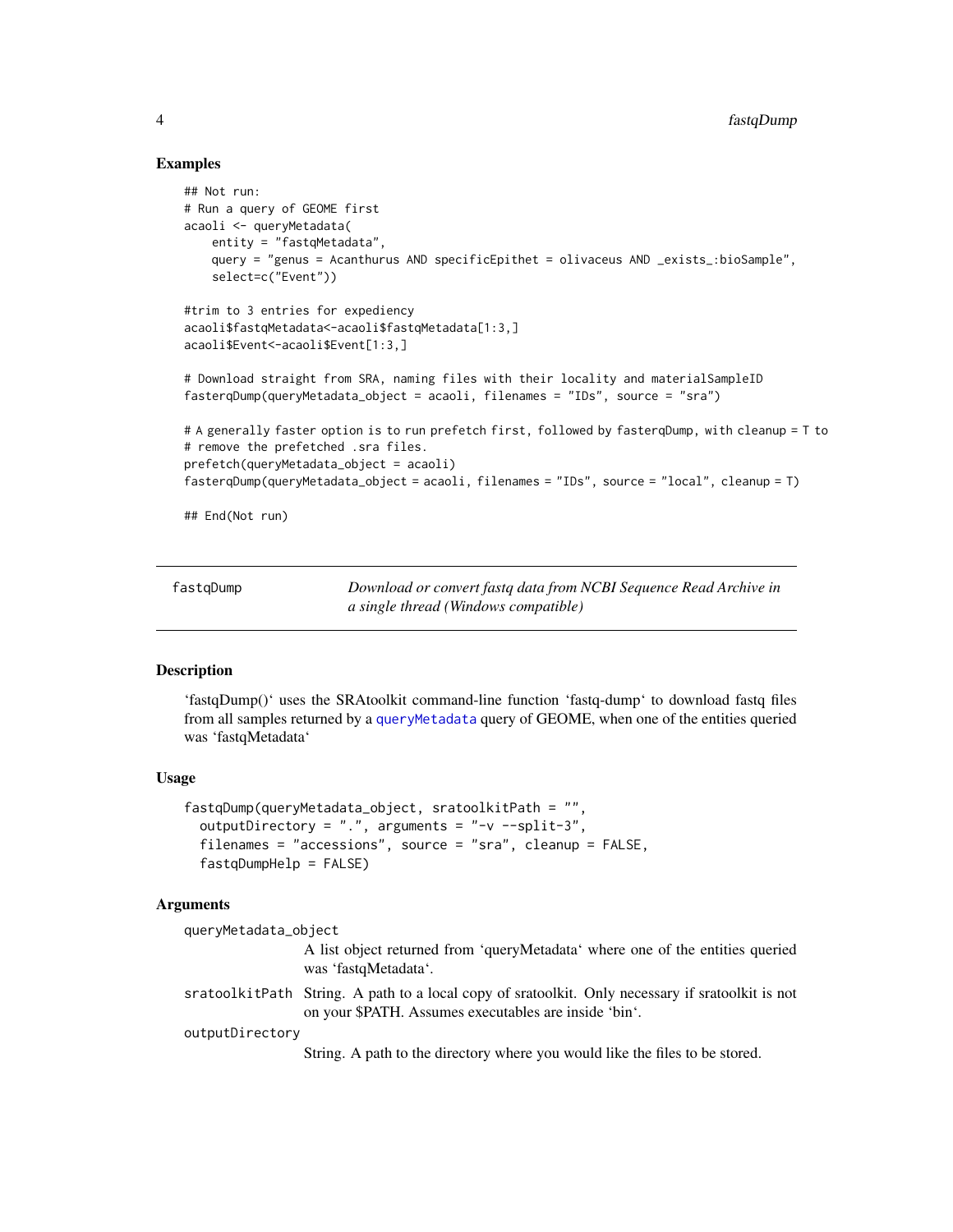### Examples

```
## Not run:
# Run a query of GEOME first
acaoli <- queryMetadata(
    entity = "fastqMetadata",
    query = "genus = Acanthurus AND specificEpithet = olivaceus AND _exists_:bioSample",
    select=c("Event"))

#trim to 3 entries for expediency
acaoli$fastqMetadata<-acaoli$fastqMetadata[1:3,]
acaoli$Event<-acaoli$Event[1:3,]

# Download straight from SRA, naming files with their locality and materialSampleID
fasterqDump(queryMetadata_object = acaoli, filenames = "IDs", source = "sra")

# A generally faster option is to run prefetch first, followed by fasterqDump, with cleanup = T to
# remove the prefetched .sra files.
prefetch(queryMetadata_object = acaoli)
fasterqDump(queryMetadata_object = acaoli, filenames = "IDs", source = "local", cleanup = T)

## End(Not run)
```

---

## fastqDump

*Download or convert fastq data from NCBI Sequence Read Archive in a single thread (Windows compatible)*

---

### Description

'fastqDump()' uses the SRAtoolkit command-line function 'fastq-dump' to download fastq files from all samples returned by a queryMetadata query of GEOME, when one of the entities queried was 'fastqMetadata'

### Usage

```
fastqDump(queryMetadata_object, sratoolkitPath = "",
  outputDirectory = ".", arguments = "-v --split-3",
  filenames = "accessions", source = "sra", cleanup = FALSE,
  fastqDumpHelp = FALSE)
```

### Arguments

`queryMetadata_object`
: A list object returned from 'queryMetadata' where one of the entities queried was 'fastqMetadata'.

`sratoolkitPath`
: String. A path to a local copy of sratoolkit. Only necessary if sratoolkit is not on your $PATH. Assumes executables are inside 'bin'.

`outputDirectory`
: String. A path to the directory where you would like the files to be stored.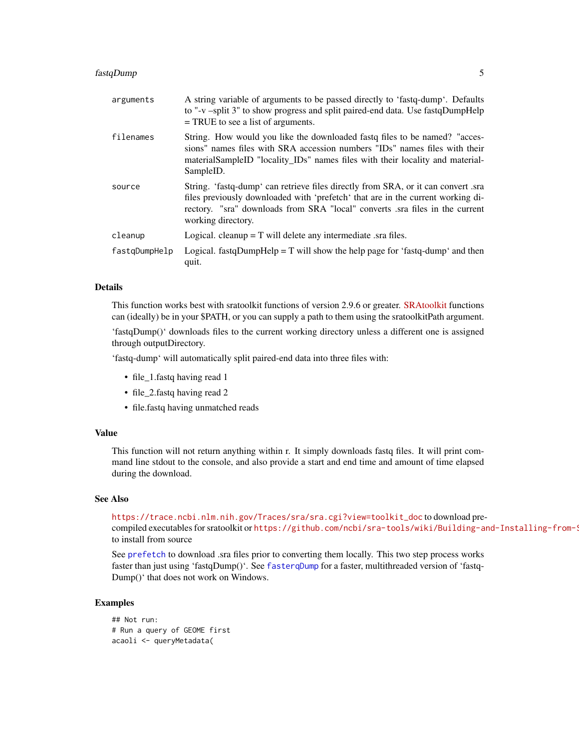| | |
|---|---|
| arguments | A string variable of arguments to be passed directly to ‘fastq-dump‘. Defaults to "-v –split 3" to show progress and split paired-end data. Use fastqDumpHelp = TRUE to see a list of arguments. |
| filenames | String. How would you like the downloaded fastq files to be named? "accessions" names files with SRA accession numbers "IDs" names files with their materialSampleID "locality_IDs" names files with their locality and materialSampleID. |
| source | String. ‘fastq-dump‘ can retrieve files directly from SRA, or it can convert .sra files previously downloaded with ‘prefetch‘ that are in the current working directory. "sra" downloads from SRA "local" converts .sra files in the current working directory. |
| cleanup | Logical. cleanup = T will delete any intermediate .sra files. |
| fastqDumpHelp | Logical. fastqDumpHelp = T will show the help page for ‘fastq-dump‘ and then quit. |

## Details

This function works best with sratoolkit functions of version 2.9.6 or greater. SRAtoolkit functions can (ideally) be in your $PATH, or you can supply a path to them using the sratoolkitPath argument.

‘fastqDump()‘ downloads files to the current working directory unless a different one is assigned through outputDirectory.

‘fastq-dump‘ will automatically split paired-end data into three files with:

- file_1.fastq having read 1
- file_2.fastq having read 2
- file.fastq having unmatched reads

## Value

This function will not return anything within r. It simply downloads fastq files. It will print command line stdout to the console, and also provide a start and end time and amount of time elapsed during the download.

## See Also

https://trace.ncbi.nlm.nih.gov/Traces/sra/sra.cgi?view=toolkit_doc to download pre-compiled executables for sratoolkit or https://github.com/ncbi/sra-tools/wiki/Building-and-Installing-from-S to install from source

See prefetch to download .sra files prior to converting them locally. This two step process works faster than just using ‘fastqDump()‘. See fasterqDump for a faster, multithreaded version of ‘fastq-Dump()‘ that does not work on Windows.

## Examples

```
## Not run:
# Run a query of GEOME first
acaoli <- queryMetadata(
```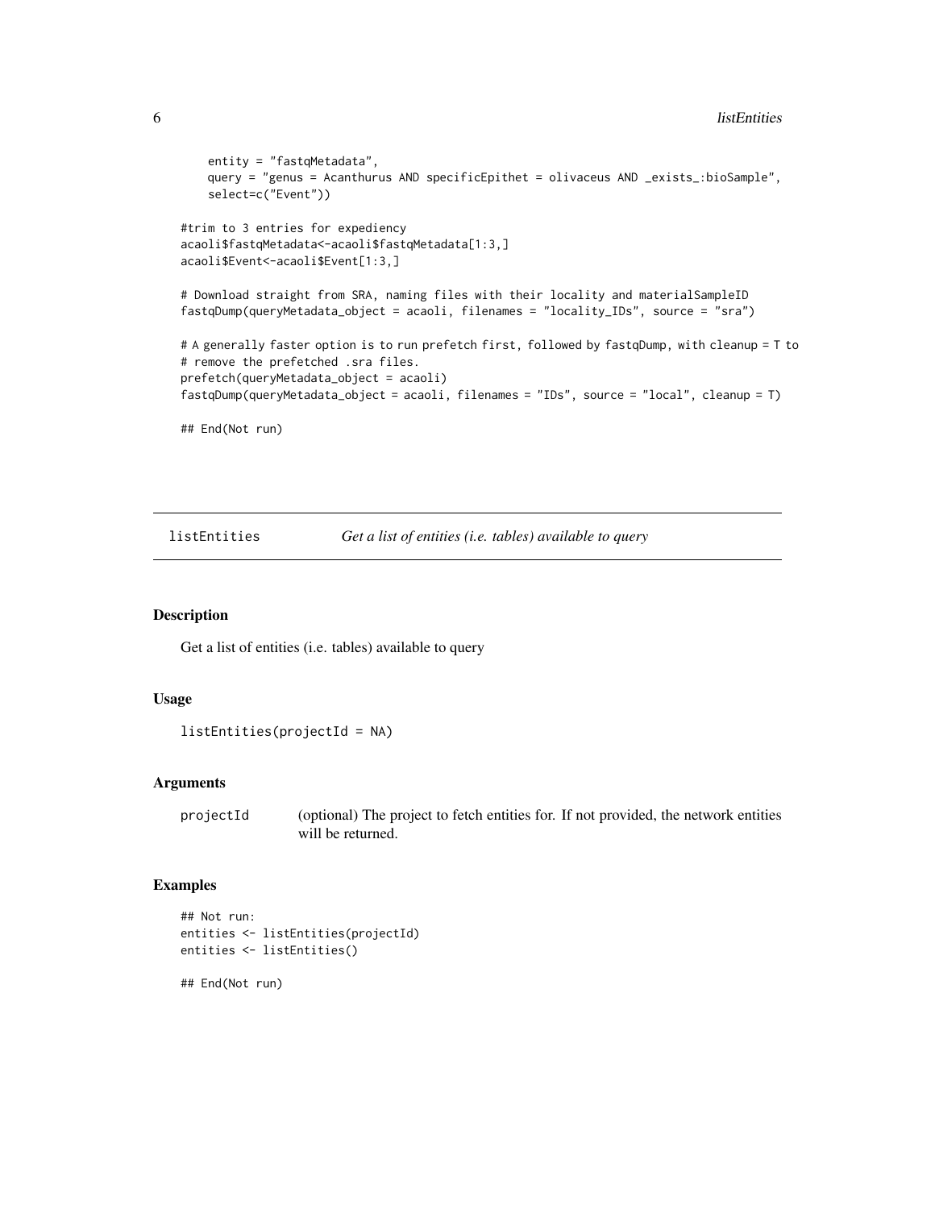```
    entity = "fastqMetadata",
    query = "genus = Acanthurus AND specificEpithet = olivaceus AND _exists_:bioSample",
    select=c("Event"))

#trim to 3 entries for expediency
acaoli$fastqMetadata<-acaoli$fastqMetadata[1:3,]
acaoli$Event<-acaoli$Event[1:3,]

# Download straight from SRA, naming files with their locality and materialSampleID
fastqDump(queryMetadata_object = acaoli, filenames = "locality_IDs", source = "sra")

# A generally faster option is to run prefetch first, followed by fastqDump, with cleanup = T to
# remove the prefetched .sra files.
prefetch(queryMetadata_object = acaoli)
fastqDump(queryMetadata_object = acaoli, filenames = "IDs", source = "local", cleanup = T)

## End(Not run)
```

## listEntities *Get a list of entities (i.e. tables) available to query*

### Description

Get a list of entities (i.e. tables) available to query

### Usage

```
listEntities(projectId = NA)
```

### Arguments

| | |
|---|---|
| projectId | (optional) The project to fetch entities for. If not provided, the network entities will be returned. |

### Examples

```
## Not run:
entities <- listEntities(projectId)
entities <- listEntities()

## End(Not run)
```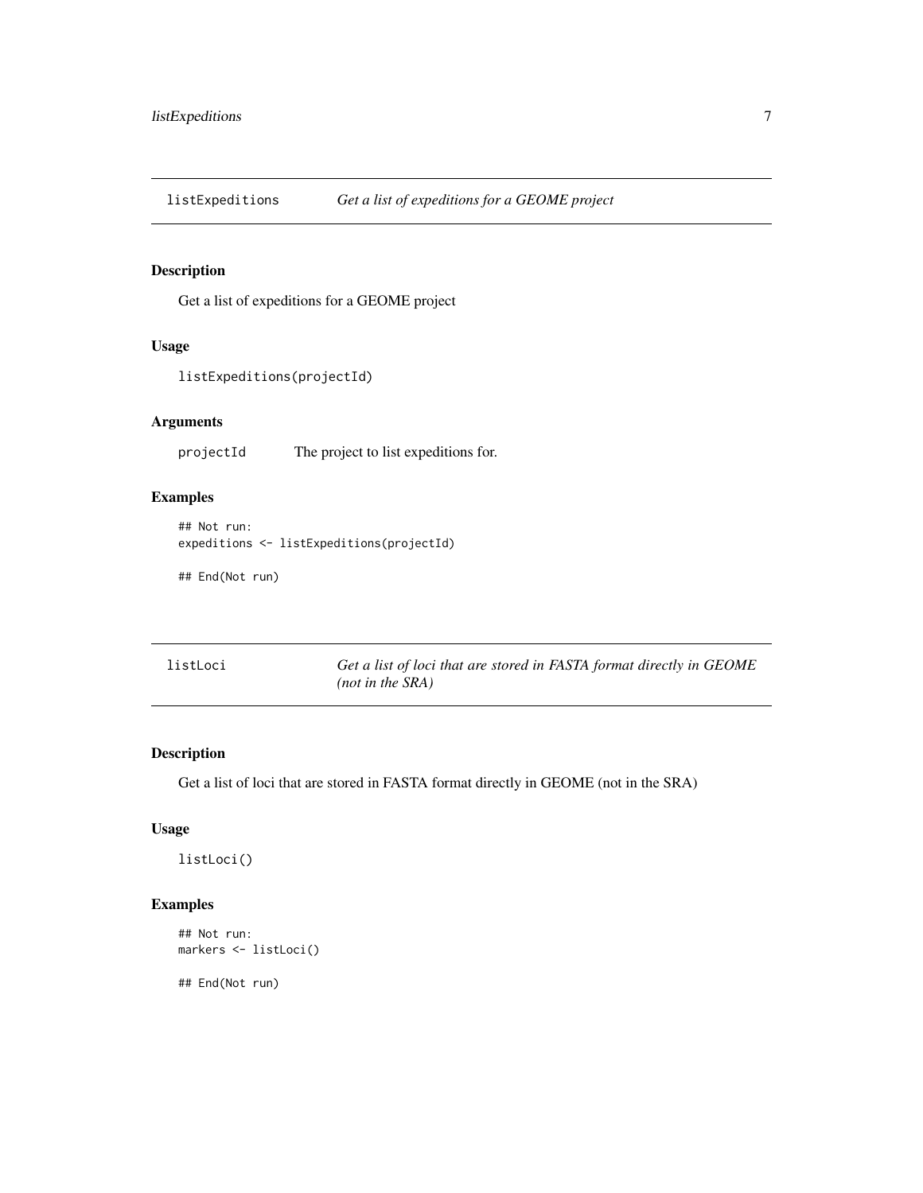## listExpeditions    *Get a list of expeditions for a GEOME project*

### Description

Get a list of expeditions for a GEOME project

### Usage

```
listExpeditions(projectId)
```

### Arguments

| | |
|---|---|
| projectId | The project to list expeditions for. |

### Examples

```
## Not run:
expeditions <- listExpeditions(projectId)

## End(Not run)
```

## listLoci    *Get a list of loci that are stored in FASTA format directly in GEOME (not in the SRA)*

### Description

Get a list of loci that are stored in FASTA format directly in GEOME (not in the SRA)

### Usage

```
listLoci()
```

### Examples

```
## Not run:
markers <- listLoci()

## End(Not run)
```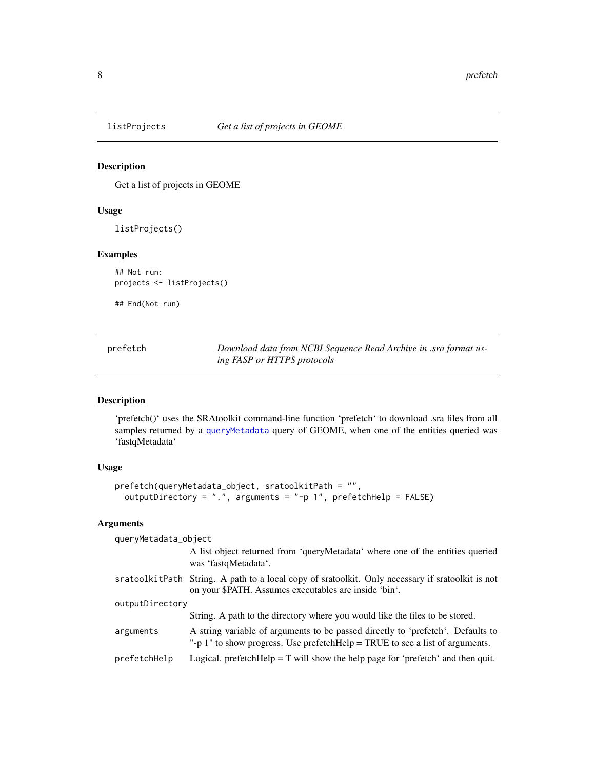## listProjects — *Get a list of projects in GEOME*

### Description

Get a list of projects in GEOME

### Usage

```
listProjects()
```

### Examples

```
## Not run:
projects <- listProjects()

## End(Not run)
```

## prefetch — *Download data from NCBI Sequence Read Archive in .sra format using FASP or HTTPS protocols*

### Description

'prefetch()' uses the SRAtoolkit command-line function 'prefetch' to download .sra files from all samples returned by a queryMetadata query of GEOME, when one of the entities queried was 'fastqMetadata'

### Usage

```
prefetch(queryMetadata_object, sratoolkitPath = "",
  outputDirectory = ".", arguments = "-p 1", prefetchHelp = FALSE)
```

### Arguments

| | |
|---|---|
| queryMetadata_object | A list object returned from 'queryMetadata' where one of the entities queried was 'fastqMetadata'. |
| sratoolkitPath | String. A path to a local copy of sratoolkit. Only necessary if sratoolkit is not on your $PATH. Assumes executables are inside 'bin'. |
| outputDirectory | String. A path to the directory where you would like the files to be stored. |
| arguments | A string variable of arguments to be passed directly to 'prefetch'. Defaults to "-p 1" to show progress. Use prefetchHelp = TRUE to see a list of arguments. |
| prefetchHelp | Logical. prefetchHelp = T will show the help page for 'prefetch' and then quit. |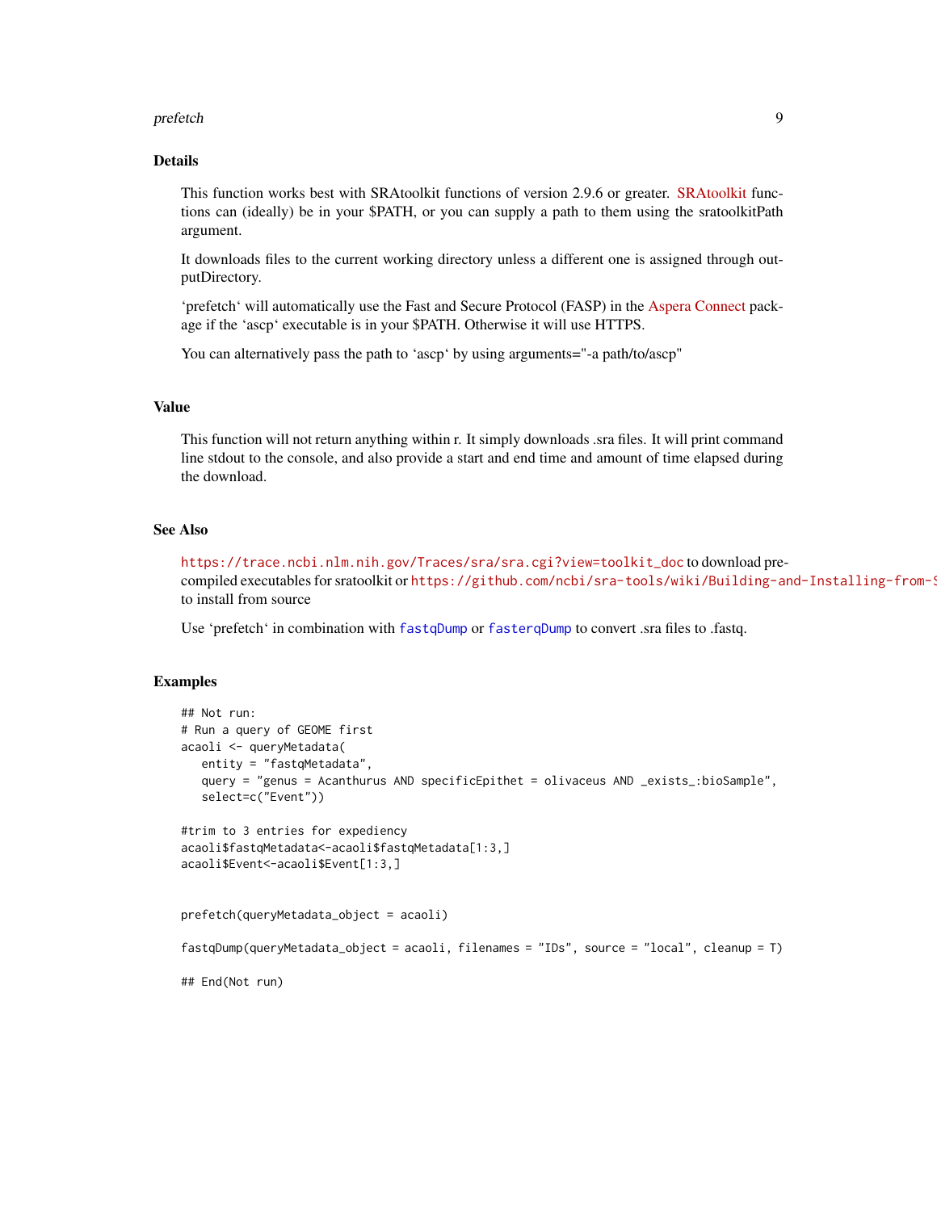## Details

This function works best with SRAtoolkit functions of version 2.9.6 or greater. SRAtoolkit functions can (ideally) be in your $PATH, or you can supply a path to them using the sratoolkitPath argument.

It downloads files to the current working directory unless a different one is assigned through outputDirectory.

'prefetch' will automatically use the Fast and Secure Protocol (FASP) in the Aspera Connect package if the 'ascp' executable is in your $PATH. Otherwise it will use HTTPS.

You can alternatively pass the path to 'ascp' by using arguments="-a path/to/ascp"

## Value

This function will not return anything within r. It simply downloads .sra files. It will print command line stdout to the console, and also provide a start and end time and amount of time elapsed during the download.

## See Also

`https://trace.ncbi.nlm.nih.gov/Traces/sra/sra.cgi?view=toolkit_doc` to download pre-compiled executables for sratoolkit or `https://github.com/ncbi/sra-tools/wiki/Building-and-Installing-from-S` to install from source

Use 'prefetch' in combination with `fastqDump` or `fasterqDump` to convert .sra files to .fastq.

## Examples

```
## Not run:
# Run a query of GEOME first
acaoli <- queryMetadata(
   entity = "fastqMetadata",
   query = "genus = Acanthurus AND specificEpithet = olivaceus AND _exists_:bioSample",
   select=c("Event"))

#trim to 3 entries for expediency
acaoli$fastqMetadata<-acaoli$fastqMetadata[1:3,]
acaoli$Event<-acaoli$Event[1:3,]


prefetch(queryMetadata_object = acaoli)

fastqDump(queryMetadata_object = acaoli, filenames = "IDs", source = "local", cleanup = T)

## End(Not run)
```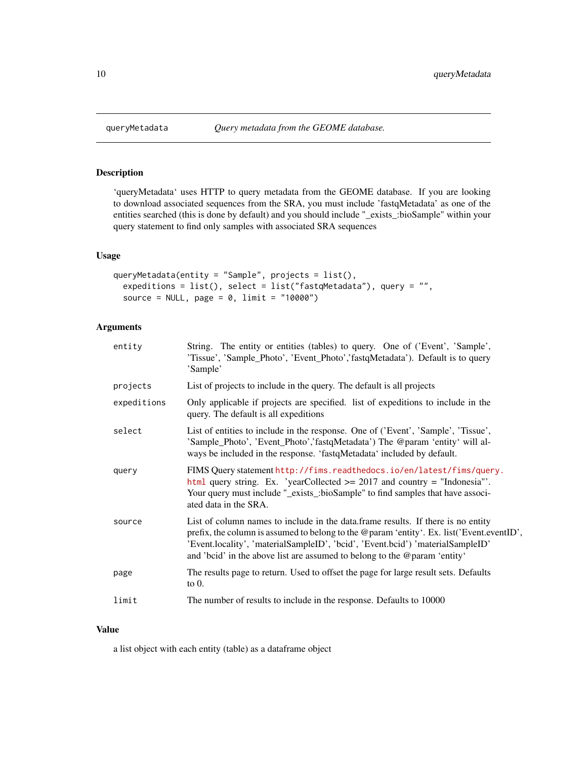## queryMetadata — *Query metadata from the GEOME database.*

### Description

'queryMetadata' uses HTTP to query metadata from the GEOME database. If you are looking to download associated sequences from the SRA, you must include 'fastqMetadata' as one of the entities searched (this is done by default) and you should include "_exists_:bioSample" within your query statement to find only samples with associated SRA sequences

### Usage

```
queryMetadata(entity = "Sample", projects = list(),
  expeditions = list(), select = list("fastqMetadata"), query = "",
  source = NULL, page = 0, limit = "10000")
```

### Arguments

| Argument | Description |
| --- | --- |
| `entity` | String. The entity or entities (tables) to query. One of ('Event', 'Sample', 'Tissue', 'Sample_Photo', 'Event_Photo','fastqMetadata'). Default is to query 'Sample' |
| `projects` | List of projects to include in the query. The default is all projects |
| `expeditions` | Only applicable if projects are specified. list of expeditions to include in the query. The default is all expeditions |
| `select` | List of entities to include in the response. One of ('Event', 'Sample', 'Tissue', 'Sample_Photo', 'Event_Photo','fastqMetadata') The @param 'entity' will always be included in the response. 'fastqMetadata' included by default. |
| `query` | FIMS Query statement http://fims.readthedocs.io/en/latest/fims/query.html query string. Ex. 'yearCollected >= 2017 and country = "Indonesia"'. Your query must include "_exists_:bioSample" to find samples that have associated data in the SRA. |
| `source` | List of column names to include in the data.frame results. If there is no entity prefix, the column is assumed to belong to the @param 'entity'. Ex. list('Event.eventID', 'Event.locality', 'materialSampleID', 'bcid', 'Event.bcid') 'materialSampleID' and 'bcid' in the above list are assumed to belong to the @param 'entity' |
| `page` | The results page to return. Used to offset the page for large result sets. Defaults to 0. |
| `limit` | The number of results to include in the response. Defaults to 10000 |

### Value

a list object with each entity (table) as a dataframe object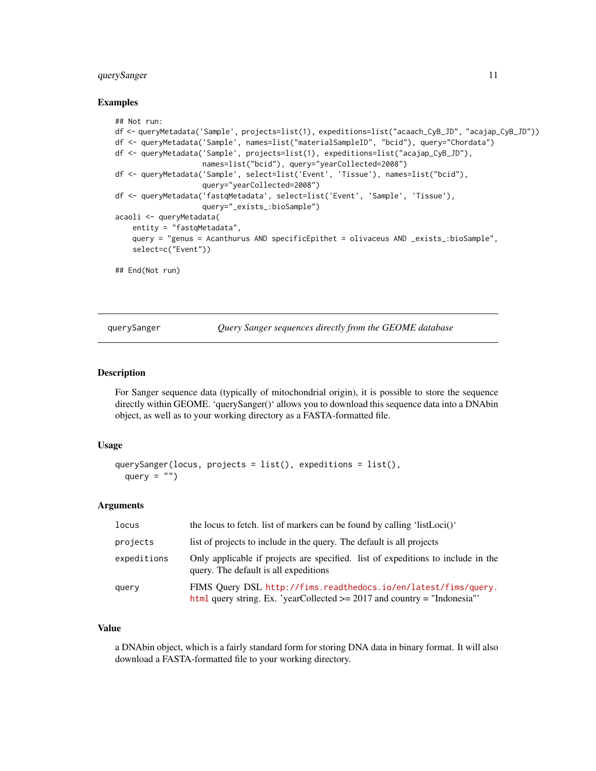## Examples

```
## Not run:
df <- queryMetadata('Sample', projects=list(1), expeditions=list("acaach_CyB_JD", "acajap_CyB_JD"))
df <- queryMetadata('Sample', names=list("materialSampleID", "bcid"), query="Chordata")
df <- queryMetadata('Sample', projects=list(1), expeditions=list("acajap_CyB_JD"),
                    names=list("bcid"), query="yearCollected=2008")
df <- queryMetadata('Sample', select=list('Event', 'Tissue'), names=list("bcid"),
                    query="yearCollected=2008")
df <- queryMetadata('fastqMetadata', select=list('Event', 'Sample', 'Tissue'),
                    query="_exists_:bioSample")
acaoli <- queryMetadata(
    entity = "fastqMetadata",
    query = "genus = Acanthurus AND specificEpithet = olivaceus AND _exists_:bioSample",
    select=c("Event"))

## End(Not run)
```

---

# querySanger — *Query Sanger sequences directly from the GEOME database*

## Description

For Sanger sequence data (typically of mitochondrial origin), it is possible to store the sequence directly within GEOME. 'querySanger()' allows you to download this sequence data into a DNAbin object, as well as to your working directory as a FASTA-formatted file.

## Usage

```
querySanger(locus, projects = list(), expeditions = list(),
  query = "")
```

## Arguments

| | |
|---|---|
| `locus` | the locus to fetch. list of markers can be found by calling 'listLoci()' |
| `projects` | list of projects to include in the query. The default is all projects |
| `expeditions` | Only applicable if projects are specified. list of expeditions to include in the query. The default is all expeditions |
| `query` | FIMS Query DSL http://fims.readthedocs.io/en/latest/fims/query.html query string. Ex. 'yearCollected >= 2017 and country = "Indonesia"' |

## Value

a DNAbin object, which is a fairly standard form for storing DNA data in binary format. It will also download a FASTA-formatted file to your working directory.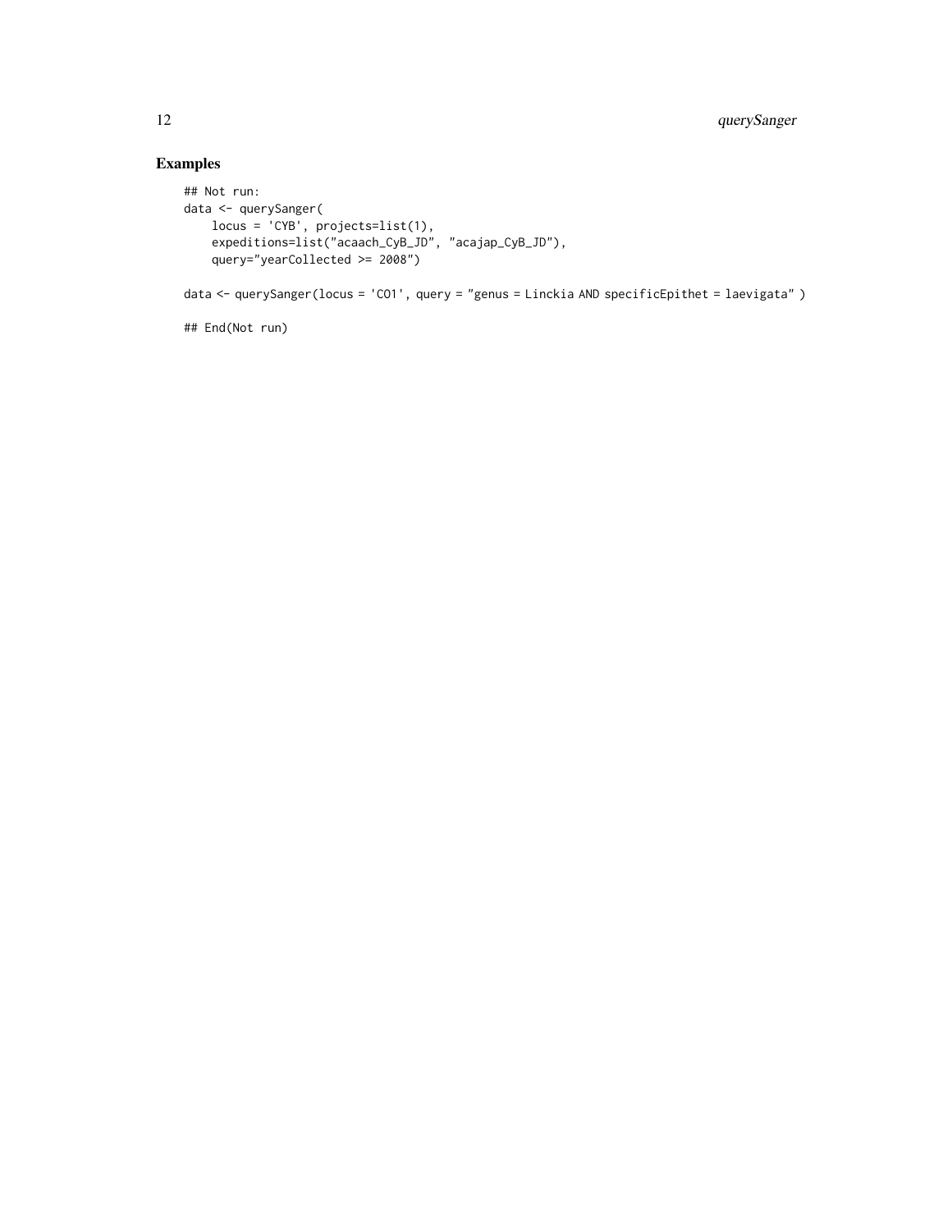# Examples

```
## Not run:
data <- querySanger(
    locus = 'CYB', projects=list(1),
    expeditions=list("acaach_CyB_JD", "acajap_CyB_JD"),
    query="yearCollected >= 2008")

data <- querySanger(locus = 'CO1', query = "genus = Linckia AND specificEpithet = laevigata" )

## End(Not run)
```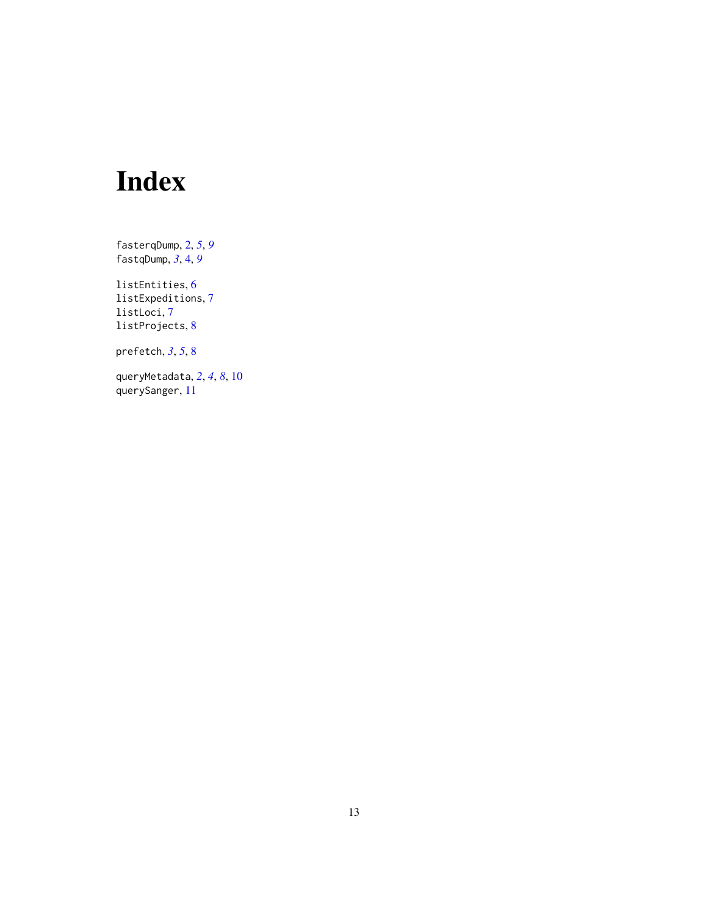# Index

fasterqDump, 2, *5*, *9*
fastqDump, *3*, 4, *9*

listEntities, 6
listExpeditions, 7
listLoci, 7
listProjects, 8

prefetch, *3*, *5*, 8

queryMetadata, *2*, *4*, *8*, 10
querySanger, 11